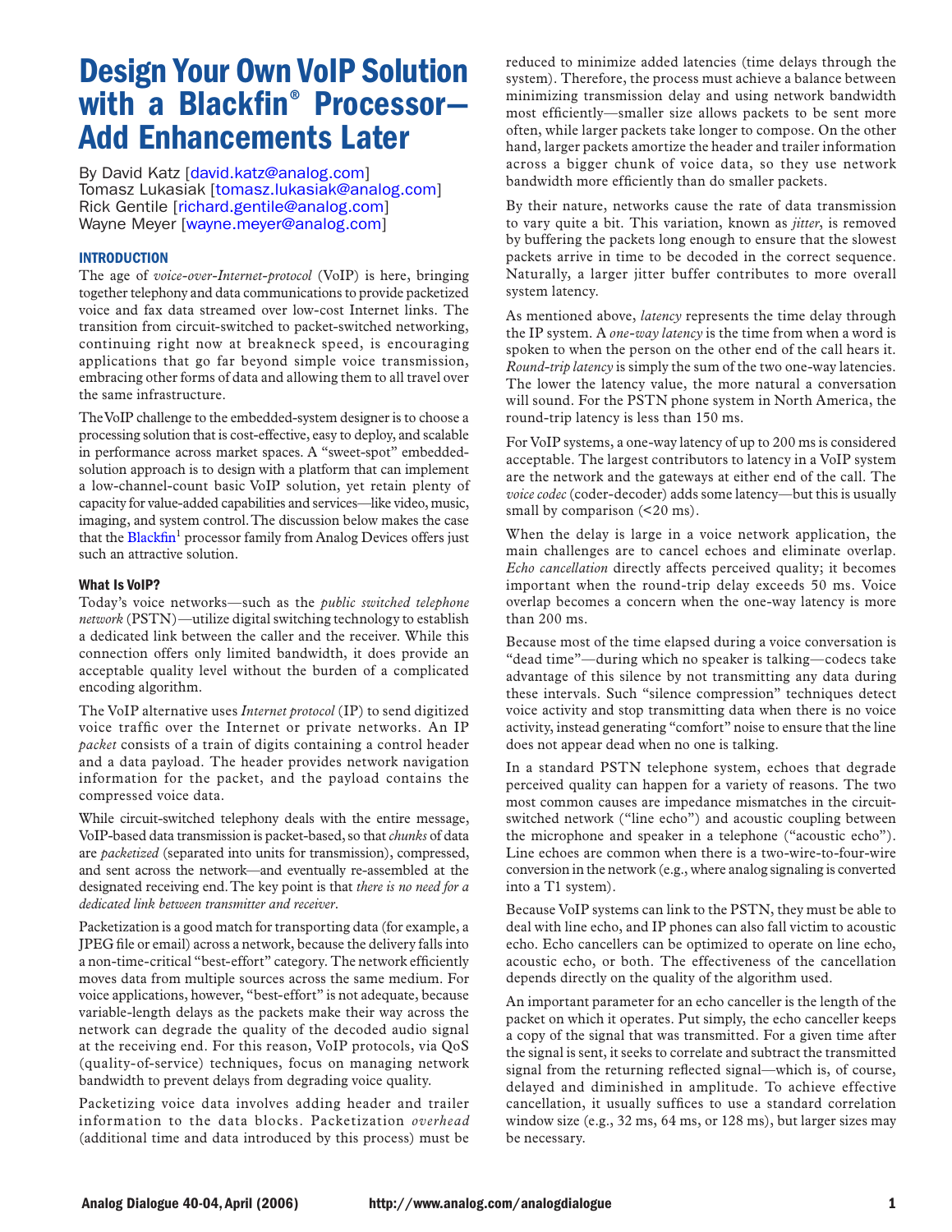# Design Your Own VoIP Solution with a Blackfin® Processor—Add Enhancements Later

By David Katz [david.katz@analog.com]
Tomasz Lukasiak [tomasz.lukasiak@analog.com]
Rick Gentile [richard.gentile@analog.com]
Wayne Meyer [wayne.meyer@analog.com]

## INTRODUCTION

The age of *voice-over-Internet-protocol* (VoIP) is here, bringing together telephony and data communications to provide packetized voice and fax data streamed over low-cost Internet links. The transition from circuit-switched to packet-switched networking, continuing right now at breakneck speed, is encouraging applications that go far beyond simple voice transmission, embracing other forms of data and allowing them to all travel over the same infrastructure.

The VoIP challenge to the embedded-system designer is to choose a processing solution that is cost-effective, easy to deploy, and scalable in performance across market spaces. A "sweet-spot" embedded-solution approach is to design with a platform that can implement a low-channel-count basic VoIP solution, yet retain plenty of capacity for value-added capabilities and services—like video, music, imaging, and system control. The discussion below makes the case that the Blackfin[1] processor family from Analog Devices offers just such an attractive solution.

### What Is VoIP?

Today's voice networks—such as the *public switched telephone network* (PSTN)—utilize digital switching technology to establish a dedicated link between the caller and the receiver. While this connection offers only limited bandwidth, it does provide an acceptable quality level without the burden of a complicated encoding algorithm.

The VoIP alternative uses *Internet protocol* (IP) to send digitized voice traffic over the Internet or private networks. An IP *packet* consists of a train of digits containing a control header and a data payload. The header provides network navigation information for the packet, and the payload contains the compressed voice data.

While circuit-switched telephony deals with the entire message, VoIP-based data transmission is packet-based, so that *chunks* of data are *packetized* (separated into units for transmission), compressed, and sent across the network—and eventually re-assembled at the designated receiving end. The key point is that *there is no need for a dedicated link between transmitter and receiver*.

Packetization is a good match for transporting data (for example, a JPEG file or email) across a network, because the delivery falls into a non-time-critical "best-effort" category. The network efficiently moves data from multiple sources across the same medium. For voice applications, however, "best-effort" is not adequate, because variable-length delays as the packets make their way across the network can degrade the quality of the decoded audio signal at the receiving end. For this reason, VoIP protocols, via QoS (quality-of-service) techniques, focus on managing network bandwidth to prevent delays from degrading voice quality.

Packetizing voice data involves adding header and trailer information to the data blocks. Packetization *overhead* (additional time and data introduced by this process) must be reduced to minimize added latencies (time delays through the system). Therefore, the process must achieve a balance between minimizing transmission delay and using network bandwidth most efficiently—smaller size allows packets to be sent more often, while larger packets take longer to compose. On the other hand, larger packets amortize the header and trailer information across a bigger chunk of voice data, so they use network bandwidth more efficiently than do smaller packets.

By their nature, networks cause the rate of data transmission to vary quite a bit. This variation, known as *jitter*, is removed by buffering the packets long enough to ensure that the slowest packets arrive in time to be decoded in the correct sequence. Naturally, a larger jitter buffer contributes to more overall system latency.

As mentioned above, *latency* represents the time delay through the IP system. A *one-way latency* is the time from when a word is spoken to when the person on the other end of the call hears it. *Round-trip latency* is simply the sum of the two one-way latencies. The lower the latency value, the more natural a conversation will sound. For the PSTN phone system in North America, the round-trip latency is less than 150 ms.

For VoIP systems, a one-way latency of up to 200 ms is considered acceptable. The largest contributors to latency in a VoIP system are the network and the gateways at either end of the call. The *voice codec* (coder-decoder) adds some latency—but this is usually small by comparison (<20 ms).

When the delay is large in a voice network application, the main challenges are to cancel echoes and eliminate overlap. *Echo cancellation* directly affects perceived quality; it becomes important when the round-trip delay exceeds 50 ms. Voice overlap becomes a concern when the one-way latency is more than 200 ms.

Because most of the time elapsed during a voice conversation is "dead time"—during which no speaker is talking—codecs take advantage of this silence by not transmitting any data during these intervals. Such "silence compression" techniques detect voice activity and stop transmitting data when there is no voice activity, instead generating "comfort" noise to ensure that the line does not appear dead when no one is talking.

In a standard PSTN telephone system, echoes that degrade perceived quality can happen for a variety of reasons. The two most common causes are impedance mismatches in the circuit-switched network ("line echo") and acoustic coupling between the microphone and speaker in a telephone ("acoustic echo"). Line echoes are common when there is a two-wire-to-four-wire conversion in the network (e.g., where analog signaling is converted into a T1 system).

Because VoIP systems can link to the PSTN, they must be able to deal with line echo, and IP phones can also fall victim to acoustic echo. Echo cancellers can be optimized to operate on line echo, acoustic echo, or both. The effectiveness of the cancellation depends directly on the quality of the algorithm used.

An important parameter for an echo canceller is the length of the packet on which it operates. Put simply, the echo canceller keeps a copy of the signal that was transmitted. For a given time after the signal is sent, it seeks to correlate and subtract the transmitted signal from the returning reflected signal—which is, of course, delayed and diminished in amplitude. To achieve effective cancellation, it usually suffices to use a standard correlation window size (e.g., 32 ms, 64 ms, or 128 ms), but larger sizes may be necessary.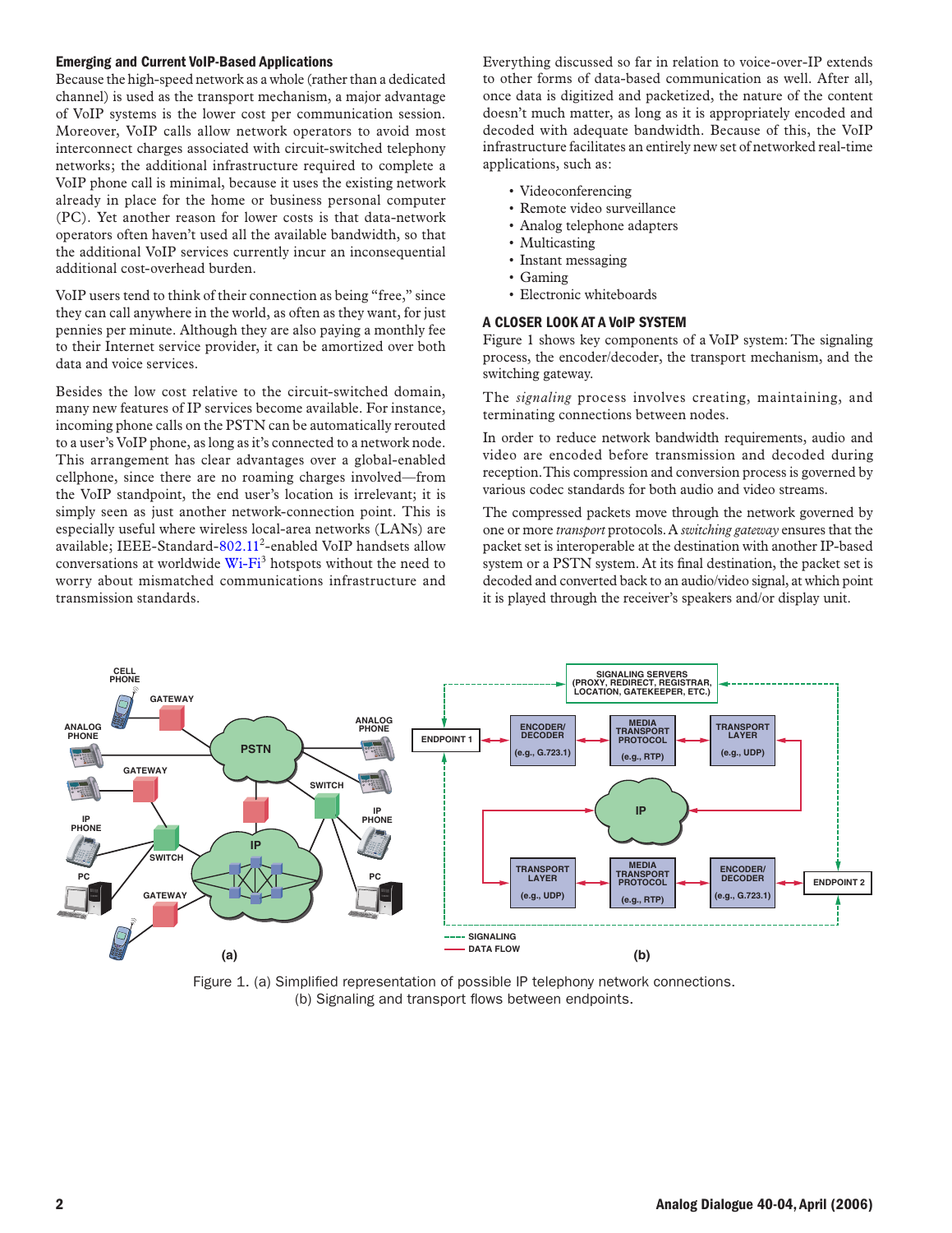### Emerging and Current VoIP-Based Applications

Because the high-speed network as a whole (rather than a dedicated channel) is used as the transport mechanism, a major advantage of VoIP systems is the lower cost per communication session. Moreover, VoIP calls allow network operators to avoid most interconnect charges associated with circuit-switched telephony networks; the additional infrastructure required to complete a VoIP phone call is minimal, because it uses the existing network already in place for the home or business personal computer (PC). Yet another reason for lower costs is that data-network operators often haven't used all the available bandwidth, so that the additional VoIP services currently incur an inconsequential additional cost-overhead burden.

VoIP users tend to think of their connection as being "free," since they can call anywhere in the world, as often as they want, for just pennies per minute. Although they are also paying a monthly fee to their Internet service provider, it can be amortized over both data and voice services.

Besides the low cost relative to the circuit-switched domain, many new features of IP services become available. For instance, incoming phone calls on the PSTN can be automatically rerouted to a user's VoIP phone, as long as it's connected to a network node. This arrangement has clear advantages over a global-enabled cellphone, since there are no roaming charges involved—from the VoIP standpoint, the end user's location is irrelevant; it is simply seen as just another network-connection point. This is especially useful where wireless local-area networks (LANs) are available; IEEE-Standard-802.11[2]-enabled VoIP handsets allow conversations at worldwide Wi-Fi[3] hotspots without the need to worry about mismatched communications infrastructure and transmission standards.

Everything discussed so far in relation to voice-over-IP extends to other forms of data-based communication as well. After all, once data is digitized and packetized, the nature of the content doesn't much matter, as long as it is appropriately encoded and decoded with adequate bandwidth. Because of this, the VoIP infrastructure facilitates an entirely new set of networked real-time applications, such as:

- Videoconferencing
- Remote video surveillance
- Analog telephone adapters
- Multicasting
- Instant messaging
- Gaming
- Electronic whiteboards

### A CLOSER LOOK AT A VoIP SYSTEM

Figure 1 shows key components of a VoIP system: The signaling process, the encoder/decoder, the transport mechanism, and the switching gateway.

The *signaling* process involves creating, maintaining, and terminating connections between nodes.

In order to reduce network bandwidth requirements, audio and video are encoded before transmission and decoded during reception. This compression and conversion process is governed by various codec standards for both audio and video streams.

The compressed packets move through the network governed by one or more *transport* protocols. A *switching gateway* ensures that the packet set is interoperable at the destination with another IP-based system or a PSTN system. At its final destination, the packet set is decoded and converted back to an audio/video signal, at which point it is played through the receiver's speakers and/or display unit.

CELL PHONE
GATEWAY
ANALOG PHONE
PSTN
ANALOG PHONE
GATEWAY
SWITCH
IP PHONE
IP PHONE
IP
SWITCH
PC
PC
GATEWAY
(a)

SIGNALING SERVERS (PROXY, REDIRECT, REGISTRAR, LOCATION, GATEKEEPER, ETC.)
ENDPOINT 1
ENCODER/ DECODER (e.g., G.723.1)
MEDIA TRANSPORT PROTOCOL (e.g., RTP)
TRANSPORT LAYER (e.g., UDP)
IP
TRANSPORT LAYER (e.g., UDP)
MEDIA TRANSPORT PROTOCOL (e.g., RTP)
ENCODER/ DECODER (e.g., G.723.1)
ENDPOINT 2
SIGNALING
DATA FLOW
(b)

Figure 1. (a) Simplified representation of possible IP telephony network connections. (b) Signaling and transport flows between endpoints.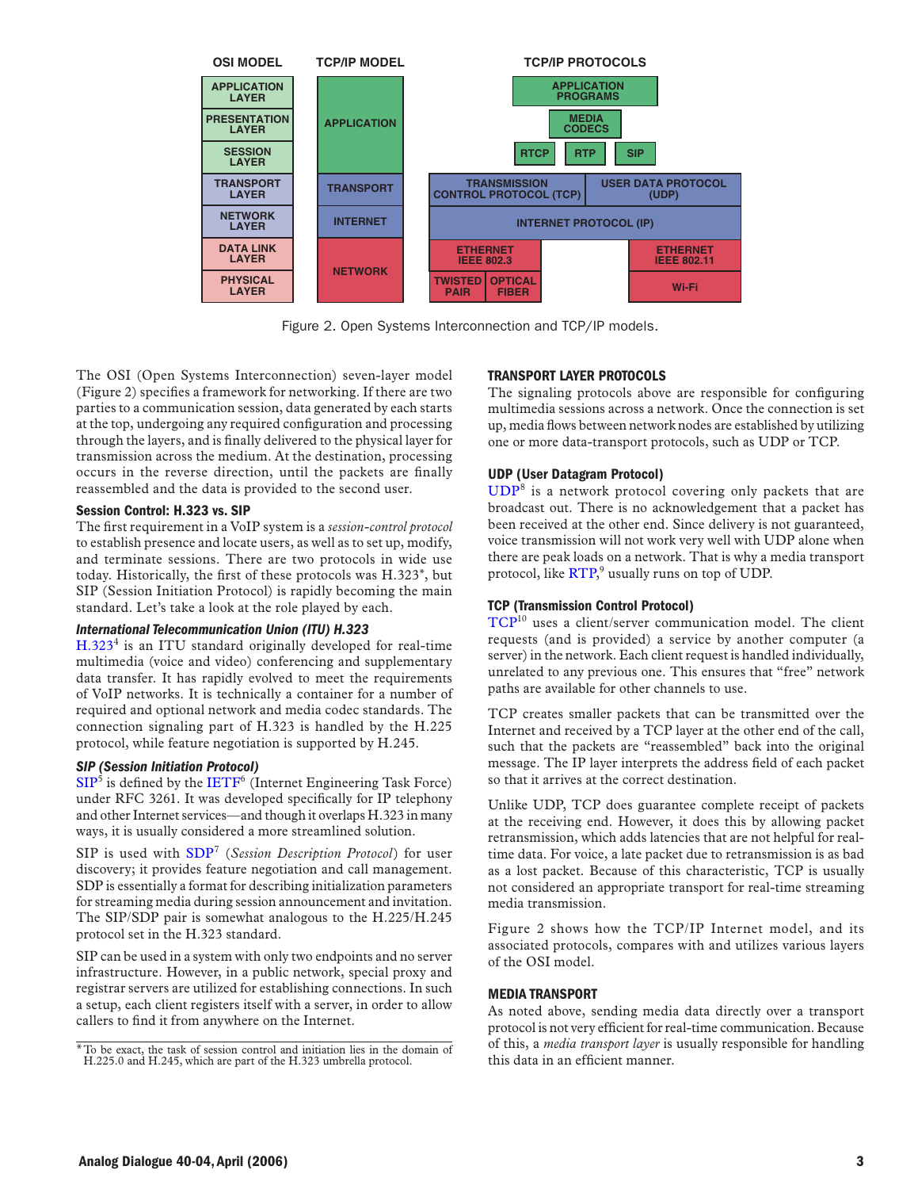OSI MODEL

APPLICATION LAYER

PRESENTATION LAYER

SESSION LAYER

TRANSPORT LAYER

NETWORK LAYER

DATA LINK LAYER

PHYSICAL LAYER

TCP/IP MODEL

APPLICATION

TRANSPORT

INTERNET

NETWORK

TCP/IP PROTOCOLS

APPLICATION PROGRAMS

MEDIA CODECS

RTCP

RTP

SIP

TRANSMISSION CONTROL PROTOCOL (TCP)

USER DATA PROTOCOL (UDP)

INTERNET PROTOCOL (IP)

ETHERNET IEEE 802.3

ETHERNET IEEE 802.11

TWISTED PAIR

OPTICAL FIBER

Wi-Fi

Figure 2. Open Systems Interconnection and TCP/IP models.

The OSI (Open Systems Interconnection) seven-layer model (Figure 2) specifies a framework for networking. If there are two parties to a communication session, data generated by each starts at the top, undergoing any required configuration and processing through the layers, and is finally delivered to the physical layer for transmission across the medium. At the destination, processing occurs in the reverse direction, until the packets are finally reassembled and the data is provided to the second user.

### Session Control: H.323 vs. SIP

The first requirement in a VoIP system is a *session-control protocol* to establish presence and locate users, as well as to set up, modify, and terminate sessions. There are two protocols in wide use today. Historically, the first of these protocols was H.323*, but SIP (Session Initiation Protocol) is rapidly becoming the main standard. Let's take a look at the role played by each.

#### *International Telecommunication Union (ITU) H.323*

H.323[4] is an ITU standard originally developed for real-time multimedia (voice and video) conferencing and supplementary data transfer. It has rapidly evolved to meet the requirements of VoIP networks. It is technically a container for a number of required and optional network and media codec standards. The connection signaling part of H.323 is handled by the H.225 protocol, while feature negotiation is supported by H.245.

#### *SIP (Session Initiation Protocol)*

SIP[5] is defined by the IETF[6] (Internet Engineering Task Force) under RFC 3261. It was developed specifically for IP telephony and other Internet services—and though it overlaps H.323 in many ways, it is usually considered a more streamlined solution.

SIP is used with SDP[7] (*Session Description Protocol*) for user discovery; it provides feature negotiation and call management. SDP is essentially a format for describing initialization parameters for streaming media during session announcement and invitation. The SIP/SDP pair is somewhat analogous to the H.225/H.245 protocol set in the H.323 standard.

SIP can be used in a system with only two endpoints and no server infrastructure. However, in a public network, special proxy and registrar servers are utilized for establishing connections. In such a setup, each client registers itself with a server, in order to allow callers to find it from anywhere on the Internet.

*To be exact, the task of session control and initiation lies in the domain of H.225.0 and H.245, which are part of the H.323 umbrella protocol.

## TRANSPORT LAYER PROTOCOLS

The signaling protocols above are responsible for configuring multimedia sessions across a network. Once the connection is set up, media flows between network nodes are established by utilizing one or more data-transport protocols, such as UDP or TCP.

### UDP (User Datagram Protocol)

UDP[8] is a network protocol covering only packets that are broadcast out. There is no acknowledgement that a packet has been received at the other end. Since delivery is not guaranteed, voice transmission will not work very well with UDP alone when there are peak loads on a network. That is why a media transport protocol, like RTP,[9] usually runs on top of UDP.

### TCP (Transmission Control Protocol)

TCP[10] uses a client/server communication model. The client requests (and is provided) a service by another computer (a server) in the network. Each client request is handled individually, unrelated to any previous one. This ensures that "free" network paths are available for other channels to use.

TCP creates smaller packets that can be transmitted over the Internet and received by a TCP layer at the other end of the call, such that the packets are "reassembled" back into the original message. The IP layer interprets the address field of each packet so that it arrives at the correct destination.

Unlike UDP, TCP does guarantee complete receipt of packets at the receiving end. However, it does this by allowing packet retransmission, which adds latencies that are not helpful for real-time data. For voice, a late packet due to retransmission is as bad as a lost packet. Because of this characteristic, TCP is usually not considered an appropriate transport for real-time streaming media transmission.

Figure 2 shows how the TCP/IP Internet model, and its associated protocols, compares with and utilizes various layers of the OSI model.

## MEDIA TRANSPORT

As noted above, sending media data directly over a transport protocol is not very efficient for real-time communication. Because of this, a *media transport layer* is usually responsible for handling this data in an efficient manner.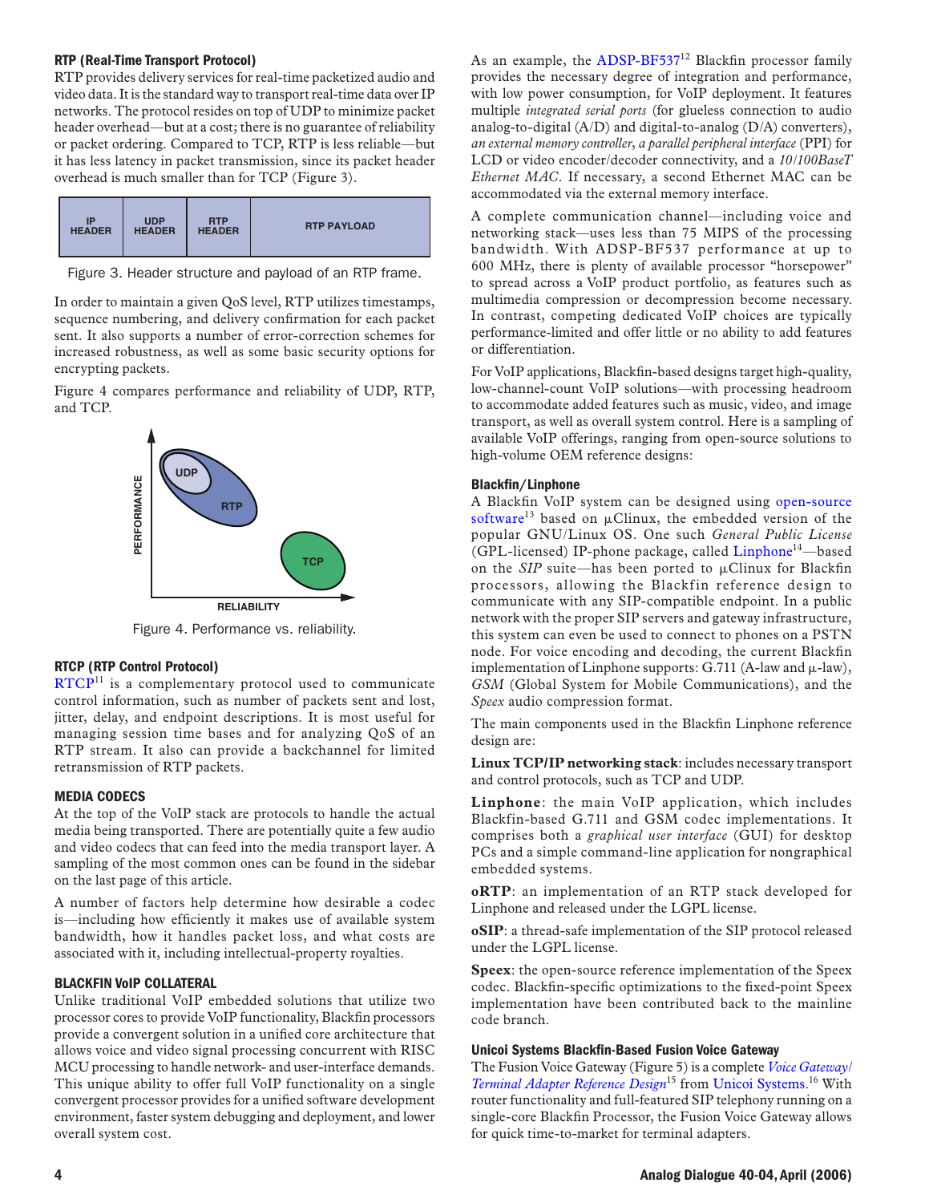### RTP (Real-Time Transport Protocol)

RTP provides delivery services for real-time packetized audio and video data. It is the standard way to transport real-time data over IP networks. The protocol resides on top of UDP to minimize packet header overhead—but at a cost; there is no guarantee of reliability or packet ordering. Compared to TCP, RTP is less reliable—but it has less latency in packet transmission, since its packet header overhead is much smaller than for TCP (Figure 3).

IP HEADER | UDP HEADER | RTP HEADER | RTP PAYLOAD

Figure 3. Header structure and payload of an RTP frame.

In order to maintain a given QoS level, RTP utilizes timestamps, sequence numbering, and delivery confirmation for each packet sent. It also supports a number of error-correction schemes for increased robustness, as well as some basic security options for encrypting packets.

Figure 4 compares performance and reliability of UDP, RTP, and TCP.

PERFORMANCE

UDP

RTP

TCP

RELIABILITY

Figure 4. Performance vs. reliability.

### RTCP (RTP Control Protocol)

RTCP[11] is a complementary protocol used to communicate control information, such as number of packets sent and lost, jitter, delay, and endpoint descriptions. It is most useful for managing session time bases and for analyzing QoS of an RTP stream. It also can provide a backchannel for limited retransmission of RTP packets.

### MEDIA CODECS

At the top of the VoIP stack are protocols to handle the actual media being transported. There are potentially quite a few audio and video codecs that can feed into the media transport layer. A sampling of the most common ones can be found in the sidebar on the last page of this article.

A number of factors help determine how desirable a codec is—including how efficiently it makes use of available system bandwidth, how it handles packet loss, and what costs are associated with it, including intellectual-property royalties.

### BLACKFIN VoIP COLLATERAL

Unlike traditional VoIP embedded solutions that utilize two processor cores to provide VoIP functionality, Blackfin processors provide a convergent solution in a unified core architecture that allows voice and video signal processing concurrent with RISC MCU processing to handle network- and user-interface demands. This unique ability to offer full VoIP functionality on a single convergent processor provides for a unified software development environment, faster system debugging and deployment, and lower overall system cost.

As an example, the ADSP-BF537[12] Blackfin processor family provides the necessary degree of integration and performance, with low power consumption, for VoIP deployment. It features multiple *integrated serial ports* (for glueless connection to audio analog-to-digital (A/D) and digital-to-analog (D/A) converters), *an external memory controller, a parallel peripheral interface* (PPI) for LCD or video encoder/decoder connectivity, and a *10/100BaseT Ethernet MAC*. If necessary, a second Ethernet MAC can be accommodated via the external memory interface.

A complete communication channel—including voice and networking stack—uses less than 75 MIPS of the processing bandwidth. With ADSP-BF537 performance at up to 600 MHz, there is plenty of available processor "horsepower" to spread across a VoIP product portfolio, as features such as multimedia compression or decompression become necessary. In contrast, competing dedicated VoIP choices are typically performance-limited and offer little or no ability to add features or differentiation.

For VoIP applications, Blackfin-based designs target high-quality, low-channel-count VoIP solutions—with processing headroom to accommodate added features such as music, video, and image transport, as well as overall system control. Here is a sampling of available VoIP offerings, ranging from open-source solutions to high-volume OEM reference designs:

### Blackfin/Linphone

A Blackfin VoIP system can be designed using open-source software[13] based on μClinux, the embedded version of the popular GNU/Linux OS. One such *General Public License* (GPL-licensed) IP-phone package, called Linphone[14]—based on the *SIP* suite—has been ported to μClinux for Blackfin processors, allowing the Blackfin reference design to communicate with any SIP-compatible endpoint. In a public network with the proper SIP servers and gateway infrastructure, this system can even be used to phones on a PSTN node. For voice encoding and decoding, the current Blackfin implementation of Linphone supports: G.711 (A-law and μ-law), *GSM* (Global System for Mobile Communications), and the *Speex* audio compression format.

The main components used in the Blackfin Linphone reference design are:

**Linux TCP/IP networking stack**: includes necessary transport and control protocols, such as TCP and UDP.

**Linphone**: the main VoIP application, which includes Blackfin-based G.711 and GSM codec implementations. It comprises both a *graphical user interface* (GUI) for desktop PCs and a simple command-line application for nongraphical embedded systems.

**oRTP**: an implementation of an RTP stack developed for Linphone and released under the LGPL license.

**oSIP**: a thread-safe implementation of the SIP protocol released under the LGPL license.

**Speex**: the open-source reference implementation of the Speex codec. Blackfin-specific optimizations to the fixed-point Speex implementation have been contributed back to the mainline code branch.

### Unicoi Systems Blackfin-Based Fusion Voice Gateway

The Fusion Voice Gateway (Figure 5) is a complete *Voice Gateway/Terminal Adapter Reference Design*[15] from Unicoi Systems.[16] With router functionality and full-featured SIP telephony running on a single-core Blackfin Processor, the Fusion Voice Gateway allows for quick time-to-market for terminal adapters.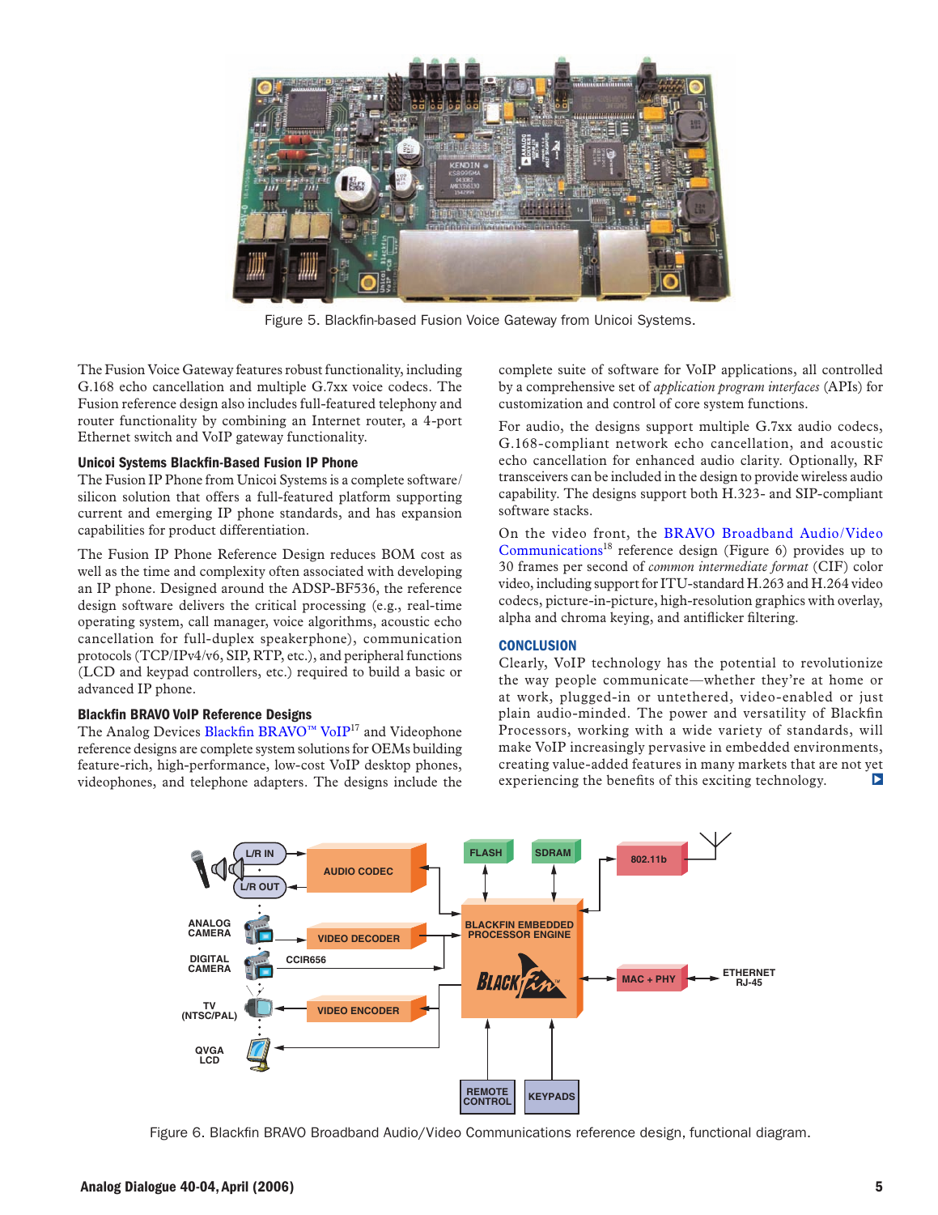Figure 5. Blackfin-based Fusion Voice Gateway from Unicoi Systems.

The Fusion Voice Gateway features robust functionality, including G.168 echo cancellation and multiple G.7xx voice codecs. The Fusion reference design also includes full-featured telephony and router functionality by combining an Internet router, a 4-port Ethernet switch and VoIP gateway functionality.

### Unicoi Systems Blackfin-Based Fusion IP Phone

The Fusion IP Phone from Unicoi Systems is a complete software/silicon solution that offers a full-featured platform supporting current and emerging IP phone standards, and has expansion capabilities for product differentiation.

The Fusion IP Phone Reference Design reduces BOM cost as well as the time and complexity often associated with developing an IP phone. Designed around the ADSP-BF536, the reference design software delivers the critical processing (e.g., real-time operating system, call manager, voice algorithms, acoustic echo cancellation for full-duplex speakerphone), communication protocols (TCP/IPv4/v6, SIP, RTP, etc.), and peripheral functions (LCD and keypad controllers, etc.) required to build a basic or advanced IP phone.

### Blackfin BRAVO VoIP Reference Designs

The Analog Devices Blackfin BRAVO™ VoIP[17] and Videophone reference designs are complete system solutions for OEMs building feature-rich, high-performance, low-cost VoIP desktop phones, videophones, and telephone adapters. The designs include the complete suite of software for VoIP applications, all controlled by a comprehensive set of *application program interfaces* (APIs) for customization and control of core system functions.

For audio, the designs support multiple G.7xx audio codecs, G.168-compliant network echo cancellation, and acoustic echo cancellation for enhanced audio clarity. Optionally, RF transceivers can be included in the design to provide wireless audio capability. The designs support both H.323- and SIP-compliant software stacks.

On the video front, the BRAVO Broadband Audio/Video Communications[18] reference design (Figure 6) provides up to 30 frames per second of *common intermediate format* (CIF) color video, including support for ITU-standard H.263 and H.264 video codecs, picture-in-picture, high-resolution graphics with overlay, alpha and chroma keying, and antiflicker filtering.

## CONCLUSION

Clearly, VoIP technology has the potential to revolutionize the way people communicate—whether they're at home or at work, plugged-in or untethered, video-enabled or just plain audio-minded. The power and versatility of Blackfin Processors, working with a wide variety of standards, will make VoIP increasingly pervasive in embedded environments, creating value-added features in many markets that are not yet experiencing the benefits of this exciting technology.

L/R IN
L/R OUT
AUDIO CODEC
FLASH
SDRAM
802.11b
ANALOG CAMERA
VIDEO DECODER
BLACKFIN EMBEDDED PROCESSOR ENGINE
DIGITAL CAMERA
CCIR656
MAC + PHY
ETHERNET RJ-45
TV (NTSC/PAL)
VIDEO ENCODER
QVGA LCD
REMOTE CONTROL
KEYPADS

Figure 6. Blackfin BRAVO Broadband Audio/Video Communications reference design, functional diagram.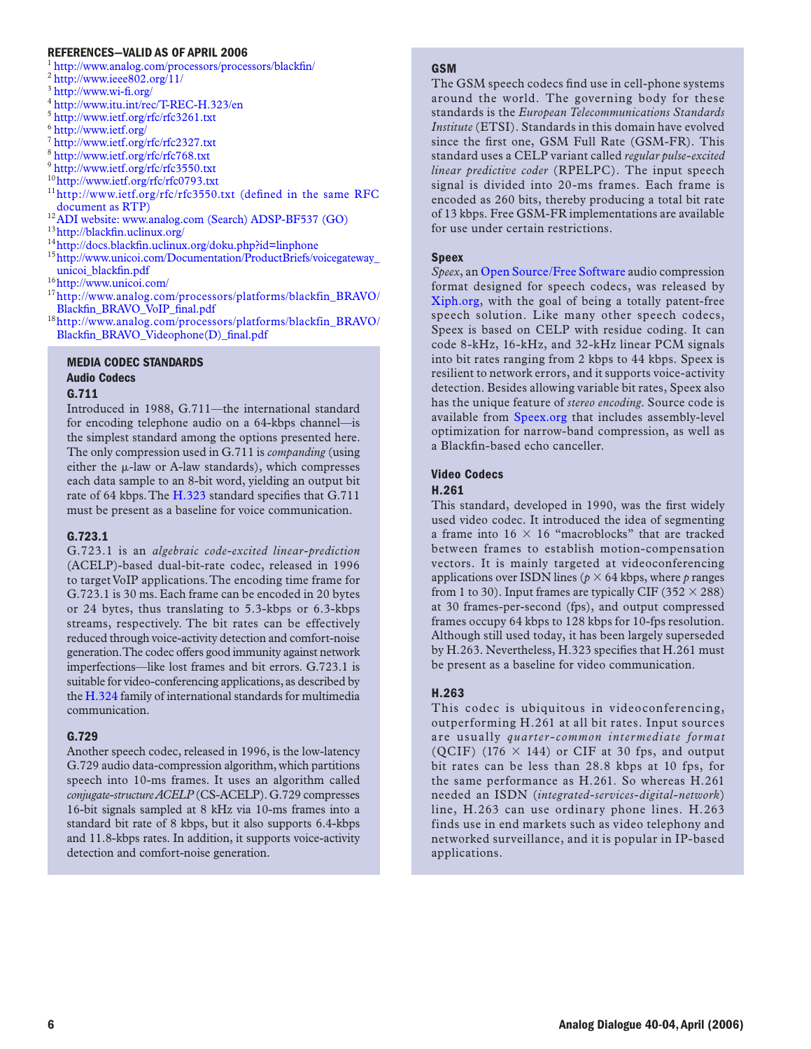## REFERENCES—VALID AS OF APRIL 2006

[1] http://www.analog.com/processors/processors/blackfin/
[2] http://www.ieee802.org/11/
[3] http://www.wi-fi.org/
[4] http://www.itu.int/rec/T-REC-H.323/en
[5] http://www.ietf.org/rfc/rfc3261.txt
[6] http://www.ietf.org/
[7] http://www.ietf.org/rfc/rfc2327.txt
[8] http://www.ietf.org/rfc/rfc768.txt
[9] http://www.ietf.org/rfc/rfc3550.txt
[10] http://www.ietf.org/rfc/rfc0793.txt
[11] http://www.ietf.org/rfc/rfc3550.txt (defined in the same RFC document as RTP)
[12] ADI website: www.analog.com (Search) ADSP-BF537 (GO)
[13] http://blackfin.uclinux.org/
[14] http://docs.blackfin.uclinux.org/doku.php?id=linphone
[15] http://www.unicoi.com/Documentation/ProductBriefs/voicegateway_unicoi_blackfin.pdf
[16] http://www.unicoi.com/
[17] http://www.analog.com/processors/platforms/blackfin_BRAVO/Blackfin_BRAVO_VoIP_final.pdf
[18] http://www.analog.com/processors/platforms/blackfin_BRAVO/Blackfin_BRAVO_Videophone(D)_final.pdf

## MEDIA CODEC STANDARDS

### Audio Codecs

#### G.711

Introduced in 1988, G.711—the international standard for encoding telephone audio on a 64-kbps channel—is the simplest standard among the options presented here. The only compression used in G.711 is *companding* (using either the μ-law or A-law standards), which compresses each data sample to an 8-bit word, yielding an output bit rate of 64 kbps. The H.323 standard specifies that G.711 must be present as a baseline for voice communication.

#### G.723.1

G.723.1 is an *algebraic code-excited linear-prediction* (ACELP)-based dual-bit-rate codec, released in 1996 to target VoIP applications. The encoding time frame for G.723.1 is 30 ms. Each frame can be encoded in 20 bytes or 24 bytes, thus translating to 5.3-kbps or 6.3-kbps streams, respectively. The bit rates can be effectively reduced through voice-activity detection and comfort-noise generation. The codec offers good immunity against network imperfections—like lost frames and bit errors. G.723.1 is suitable for video-conferencing applications, as described by the H.324 family of international standards for multimedia communication.

#### G.729

Another speech codec, released in 1996, is the low-latency G.729 audio data-compression algorithm, which partitions speech into 10-ms frames. It uses an algorithm called *conjugate-structure ACELP* (CS-ACELP). G.729 compresses 16-bit signals sampled at 8 kHz via 10-ms frames into a standard bit rate of 8 kbps, but it also supports 6.4-kbps and 11.8-kbps rates. In addition, it supports voice-activity detection and comfort-noise generation.

#### GSM

The GSM speech codecs find use in cell-phone systems around the world. The governing body for these standards is the *European Telecommunications Standards Institute* (ETSI). Standards in this domain have evolved since the first one, GSM Full Rate (GSM-FR). This standard uses a CELP variant called *regular pulse-excited linear predictive coder* (RPELPC). The input speech signal is divided into 20-ms frames. Each frame is encoded as 260 bits, thereby producing a total bit rate of 13 kbps. Free GSM-FR implementations are available for use under certain restrictions.

#### Speex

*Speex*, an Open Source/Free Software audio compression format designed for speech codecs, was released by Xiph.org, with the goal of being a totally patent-free speech solution. Like many other speech codecs, Speex is based on CELP with residue coding. It can code 8-kHz, 16-kHz, and 32-kHz linear PCM signals into bit rates ranging from 2 kbps to 44 kbps. Speex is resilient to network errors, and it supports voice-activity detection. Besides allowing variable bit rates, Speex also has the unique feature of *stereo encoding.* Source code is available from Speex.org that includes assembly-level optimization for narrow-band compression, as well as a Blackfin-based echo canceller.

### Video Codecs

#### H.261

This standard, developed in 1990, was the first widely used video codec. It introduced the idea of segmenting a frame into 16 × 16 "macroblocks" that are tracked between frames to establish motion-compensation vectors. It is mainly targeted at videoconferencing applications over ISDN lines ($p \times 64$ kbps, where $p$ ranges from 1 to 30). Input frames are typically CIF (352 × 288) at 30 frames-per-second (fps), and output compressed frames occupy 64 kbps to 128 kbps for 10-fps resolution. Although still used today, it has been largely superseded by H.263. Nevertheless, H.323 specifies that H.261 must be present as a baseline for video communication.

#### H.263

This codec is ubiquitous in videoconferencing, outperforming H.261 at all bit rates. Input sources are usually *quarter-common intermediate format* (QCIF) (176 × 144) or CIF at 30 fps, and output bit rates can be less than 28.8 kbps at 10 fps, for the same performance as H.261. So whereas H.261 needed an ISDN (*integrated-services-digital-network*) line, H.263 can use ordinary phone lines. H.263 finds use in end markets such as video telephony and networked surveillance, and it is popular in IP-based applications.